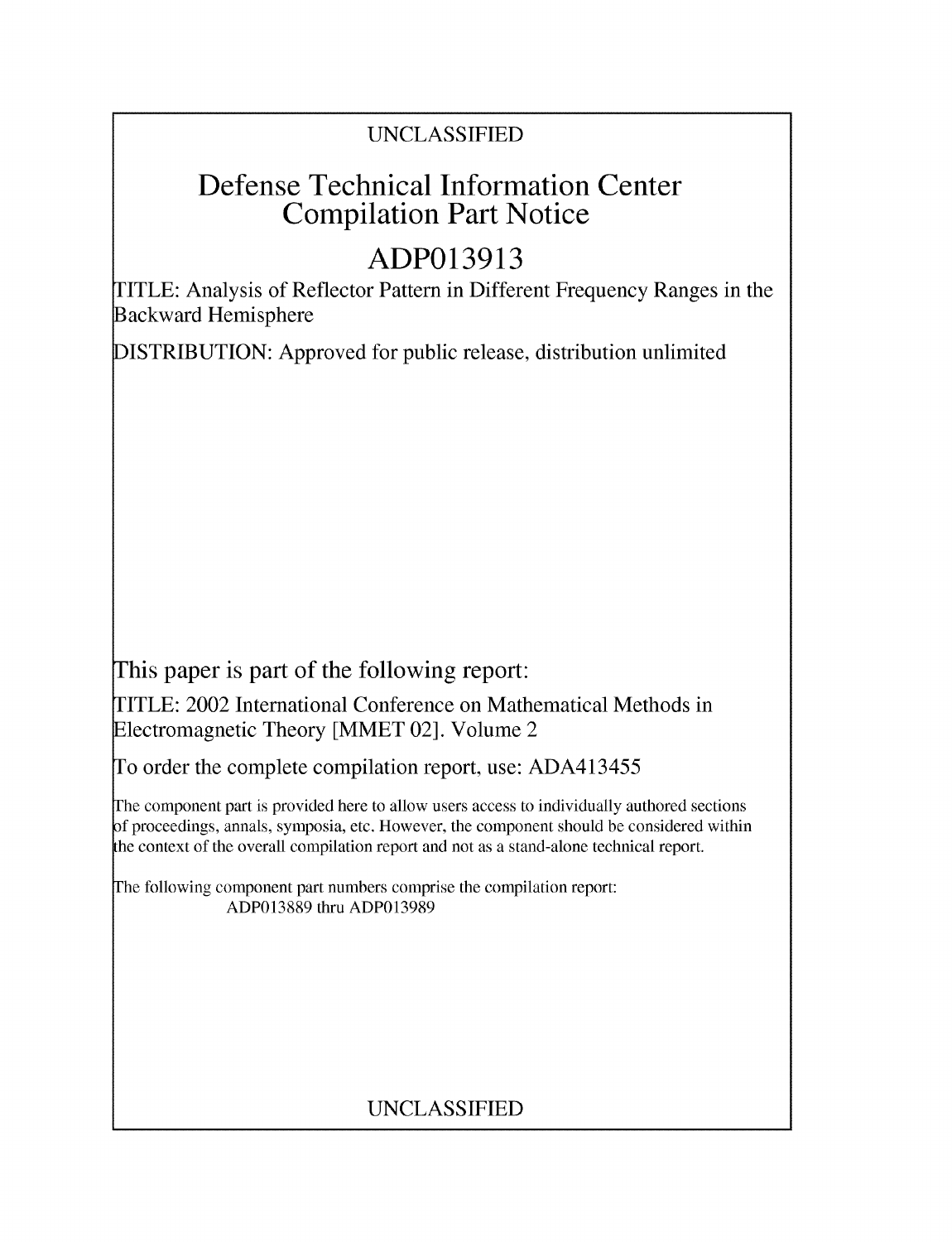UNCLASSIFIED

# Defense Technical Information Center Compilation Part Notice

## ADP013913

TITLE: Analysis of Reflector Pattern in Different Frequency Ranges in the Backward Hemisphere

DISTRIBUTION: Approved for public release, distribution unlimited

This paper is part of the following report:

TITLE: 2002 International Conference on Mathematical Methods in Electromagnetic Theory [MMET 02]. Volume 2

To order the complete compilation report, use: ADA413455

The component part is provided here to allow users access to individually authored sections of proceedings, annals, symposia, etc. However, the component should be considered within the context of the overall compilation report and not as a stand-alone technical report.

The following component part numbers comprise the compilation report:
ADP013889 thru ADP013989

UNCLASSIFIED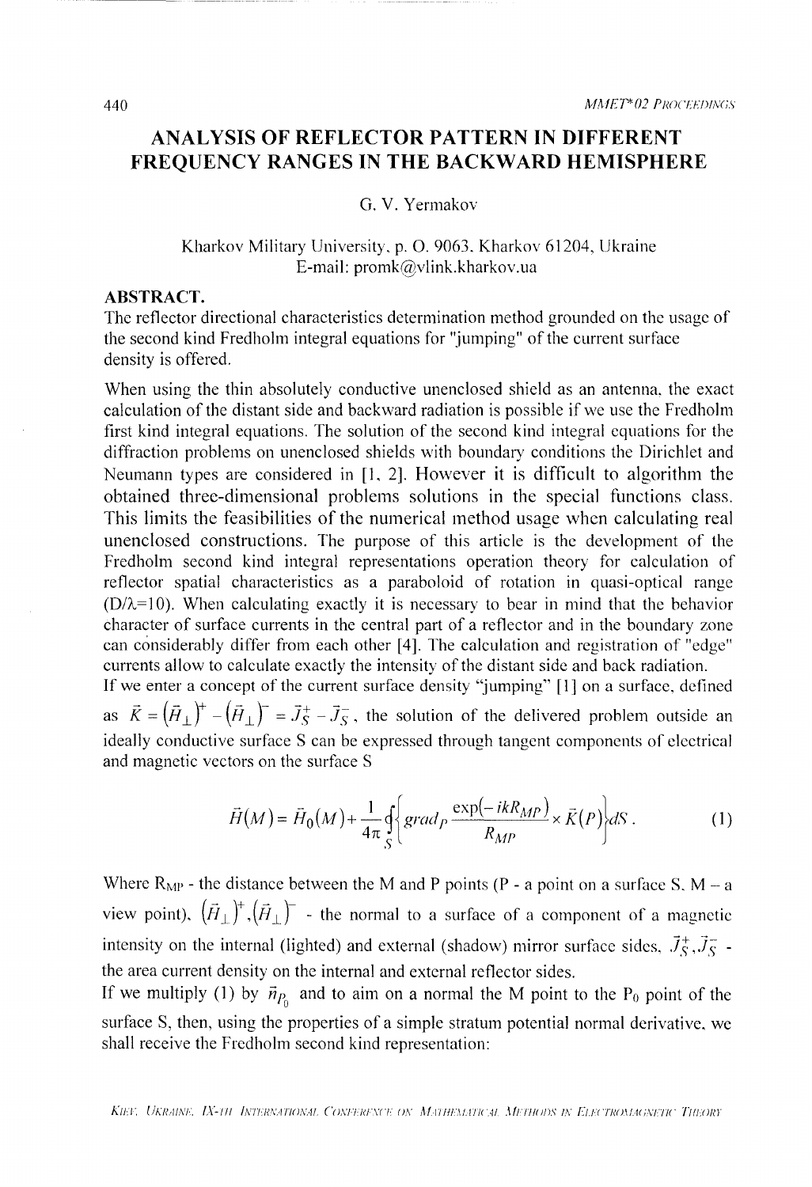# ANALYSIS OF REFLECTOR PATTERN IN DIFFERENT FREQUENCY RANGES IN THE BACKWARD HEMISPHERE

G. V. Yermakov

Kharkov Military University, p. O. 9063, Kharkov 61204, Ukraine
E-mail: promk@vlink.kharkov.ua

**ABSTRACT.**
The reflector directional characteristics determination method grounded on the usage of the second kind Fredholm integral equations for "jumping" of the current surface density is offered.

When using the thin absolutely conductive unenclosed shield as an antenna, the exact calculation of the distant side and backward radiation is possible if we use the Fredholm first kind integral equations. The solution of the second kind integral equations for the diffraction problems on unenclosed shields with boundary conditions the Dirichlet and Neumann types are considered in [1, 2]. However it is difficult to algorithm the obtained three-dimensional problems solutions in the special functions class. This limits the feasibilities of the numerical method usage when calculating real unenclosed constructions. The purpose of this article is the development of the Fredholm second kind integral representations operation theory for calculation of reflector spatial characteristics as a paraboloid of rotation in quasi-optical range ($D/\lambda=10$). When calculating exactly it is necessary to bear in mind that the behavior character of surface currents in the central part of a reflector and in the boundary zone can considerably differ from each other [4]. The calculation and registration of "edge" currents allow to calculate exactly the intensity of the distant side and back radiation.
If we enter a concept of the current surface density "jumping" [1] on a surface, defined as $\vec{K} = \left(\vec{H}_{\perp}\right)^{+} - \left(\vec{H}_{\perp}\right)^{-} = \vec{J}_S^{+} - \vec{J}_S^{-}$, the solution of the delivered problem outside an ideally conductive surface S can be expressed through tangent components of electrical and magnetic vectors on the surface S

$$\vec{H}(M) = \vec{H}_0(M) + \frac{1}{4\pi}\oint_S \left\{ grad_P \frac{\exp(-ikR_{MP})}{R_{MP}} \times \vec{K}(P) \right\} dS. \qquad (1)$$

Where $R_{MP}$ - the distance between the M and P points (P - a point on a surface S, M – a view point), $\left(\vec{H}_{\perp}\right)^{+}, \left(\vec{H}_{\perp}\right)^{-}$ - the normal to a surface of a component of a magnetic intensity on the internal (lighted) and external (shadow) mirror surface sides, $\vec{J}_S^{+}, \vec{J}_S^{-}$ - the area current density on the internal and external reflector sides.
If we multiply (1) by $\vec{n}_{P_0}$ and to aim on a normal the M point to the $P_0$ point of the surface S, then, using the properties of a simple stratum potential normal derivative, we shall receive the Fredholm second kind representation: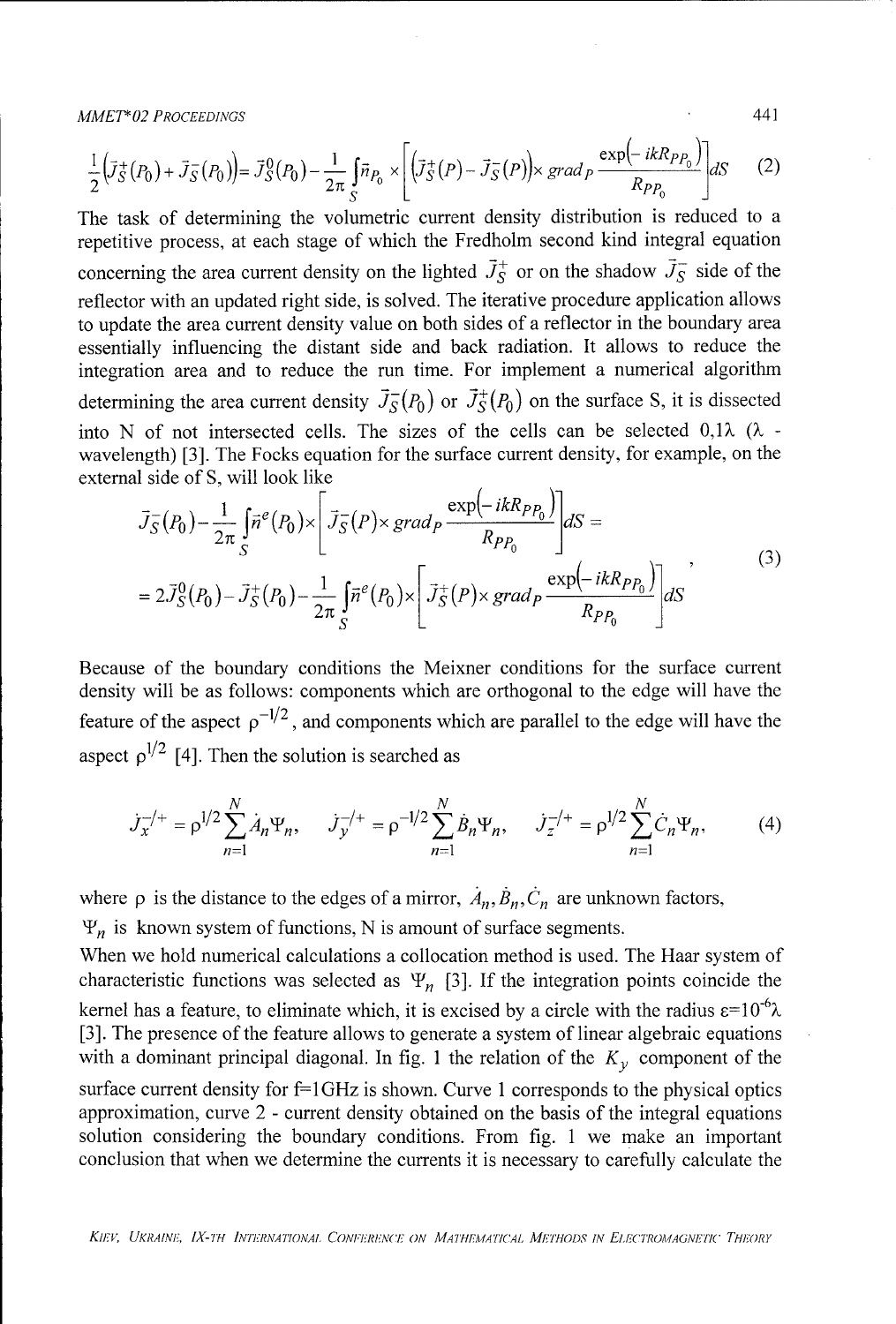$$\frac{1}{2}\left(\vec{J}_S^{+}(P_0)+\vec{J}_S^{-}(P_0)\right)=\vec{J}_S^{0}(P_0)-\frac{1}{2\pi}\int_S \vec{n}_{P_0}\times\left[\left(\vec{J}_S^{+}(P)-\vec{J}_S^{-}(P)\right)\times grad_P\frac{\exp\left(-ikR_{PP_0}\right)}{R_{PP_0}}\right]dS \quad (2)$$

The task of determining the volumetric current density distribution is reduced to a repetitive process, at each stage of which the Fredholm second kind integral equation concerning the area current density on the lighted $\vec{J}_S^{+}$ or on the shadow $\vec{J}_S^{-}$ side of the reflector with an updated right side, is solved. The iterative procedure application allows to update the area current density value on both sides of a reflector in the boundary area essentially influencing the distant side and back radiation. It allows to reduce the integration area and to reduce the run time. For implement a numerical algorithm determining the area current density $\vec{J}_S^{-}(P_0)$ or $\vec{J}_S^{+}(P_0)$ on the surface S, it is dissected into N of not intersected cells. The sizes of the cells can be selected 0,1λ (λ - wavelength) [3]. The Focks equation for the surface current density, for example, on the external side of S, will look like

$$\begin{aligned}
&\vec{J}_S^{-}(P_0)-\frac{1}{2\pi}\int_S \vec{n}^e(P_0)\times\left[\vec{J}_S^{-}(P)\times grad_P\frac{\exp\left(-ikR_{PP_0}\right)}{R_{PP_0}}\right]dS= \\
&=2\vec{J}_S^{0}(P_0)-\vec{J}_S^{+}(P_0)-\frac{1}{2\pi}\int_S \vec{n}^e(P_0)\times\left[\vec{J}_S^{+}(P)\times grad_P\frac{\exp\left(-ikR_{PP_0}\right)}{R_{PP_0}}\right]dS
\end{aligned}, \quad (3)$$

Because of the boundary conditions the Meixner conditions for the surface current density will be as follows: components which are orthogonal to the edge will have the feature of the aspect $\rho^{-1/2}$, and components which are parallel to the edge will have the aspect $\rho^{1/2}$ [4]. Then the solution is searched as

$$j_x^{-/+}=\rho^{1/2}\sum_{n=1}^{N}\dot{A}_n\Psi_n,\qquad j_y^{-/+}=\rho^{-1/2}\sum_{n=1}^{N}\dot{B}_n\Psi_n,\qquad j_z^{-/+}=\rho^{1/2}\sum_{n=1}^{N}\dot{C}_n\Psi_n, \quad (4)$$

where ρ is the distance to the edges of a mirror, $\dot{A}_n, \dot{B}_n, \dot{C}_n$ are unknown factors, $\Psi_n$ is known system of functions, N is amount of surface segments.

When we hold numerical calculations a collocation method is used. The Haar system of characteristic functions was selected as $\Psi_n$ [3]. If the integration points coincide the kernel has a feature, to eliminate which, it is excised by a circle with the radius $\varepsilon=10^{-6}\lambda$ [3]. The presence of the feature allows to generate a system of linear algebraic equations with a dominant principal diagonal. In fig. 1 the relation of the $K_y$ component of the surface current density for f=1GHz is shown. Curve 1 corresponds to the physical optics approximation, curve 2 - current density obtained on the basis of the integral equations solution considering the boundary conditions. From fig. 1 we make an important conclusion that when we determine the currents it is necessary to carefully calculate the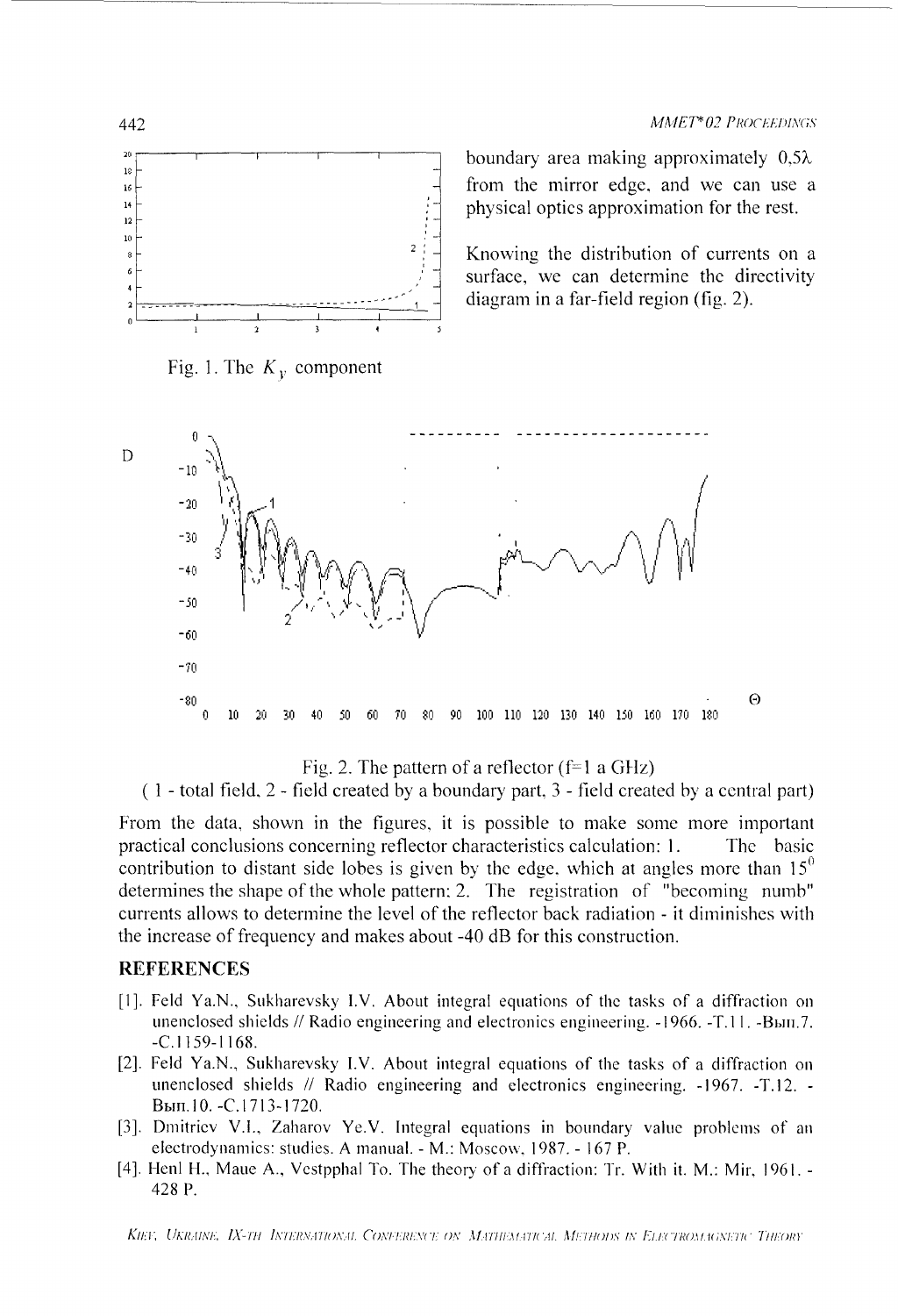20
18
16
14
12
10
8
6
4
2
0
1 2 3 4 5
2
1

Fig. 1. The $K_y$ component

boundary area making approximately 0,5λ from the mirror edge, and we can use a physical optics approximation for the rest.

Knowing the distribution of currents on a surface, we can determine the directivity diagram in a far-field region (fig. 2).

D
0
-10
-20
-30
-40
-50
-60
-70
-80
0 10 20 30 40 50 60 70 80 90 100 110 120 130 140 150 160 170 180
Θ
1
2
3

Fig. 2. The pattern of a reflector (f=1 a GHz)
( 1 - total field, 2 - field created by a boundary part, 3 - field created by a central part)

From the data, shown in the figures, it is possible to make some more important practical conclusions concerning reflector characteristics calculation: 1. The basic contribution to distant side lobes is given by the edge, which at angles more than $15^0$ determines the shape of the whole pattern: 2. The registration of "becoming numb" currents allows to determine the level of the reflector back radiation - it diminishes with the increase of frequency and makes about -40 dB for this construction.

## REFERENCES

[1]. Feld Ya.N., Sukharevsky I.V. About integral equations of the tasks of a diffraction on unenclosed shields // Radio engineering and electronics engineering. -1966. -T.11. -Вып.7. -C.1159-1168.

[2]. Feld Ya.N., Sukharevsky I.V. About integral equations of the tasks of a diffraction on unenclosed shields // Radio engineering and electronics engineering. -1967. -T.12. -Вып.10. -C.1713-1720.

[3]. Dmitriev V.I., Zaharov Ye.V. Integral equations in boundary value problems of an electrodynamics: studies. A manual. - M.: Moscow, 1987. - 167 P.

[4]. Henl H., Maue A., Vestpphal To. The theory of a diffraction: Tr. With it. M.: Mir, 1961. - 428 P.